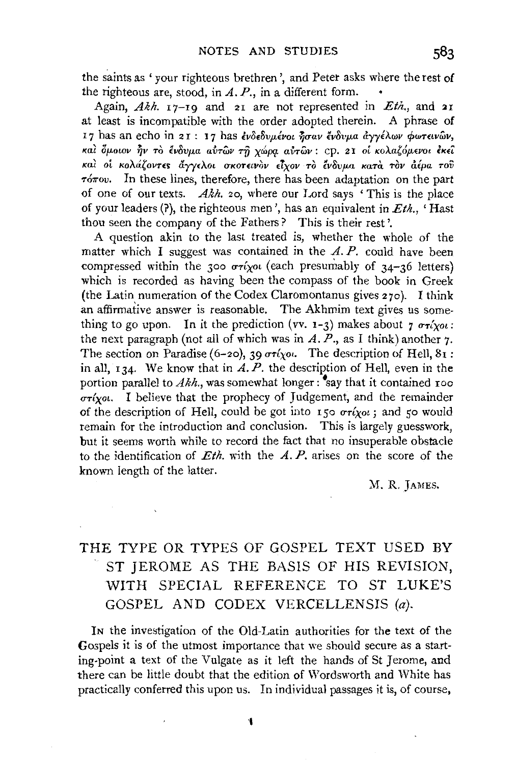the saints as 'your righteous brethren', and Peter asks where the rest of the righteous are, stood, in *A. P.*, in a different form.

Again, *Akh.* 17–19 and 21 are not represented in *Eth.*, and 21 at least is incompatible with the order adopted therein. A phrase of 17 has an echo in 21: 17 has ἐνδεδυμένοι ἦσαν ἔνδυμα ἀγγέλων φωτεινῶν, καὶ ὅμοιον ἦν τὸ ἔνδυμα αὐτῶν τῇ χώρᾳ αὐτῶν: cp. 21 οἱ κολαζόμενοι ἐκεῖ καὶ οἱ κολάζοντες ἄγγελοι σκοτεινὸν εἶχον τὸ ἔνδυμα κατὰ τὸν ἀέρα τοῦ τόπου. In these lines, therefore, there has been adaptation on the part of one of our texts. *Akh.* 20, where our Lord says 'This is the place of your leaders (?), the righteous men', has an equivalent in *Eth.*, 'Hast thou seen the company of the Fathers? This is their rest'.

A question akin to the last treated is, whether the whole of the matter which I suggest was contained in the *A. P.* could have been compressed within the 300 στίχοι (each presumably of 34–36 letters) which is recorded as having been the compass of the book in Greek (the Latin numeration of the Codex Claromontanus gives 270). I think an affirmative answer is reasonable. The Akhmim text gives us something to go upon. In it the prediction (vv. 1–3) makes about 7 στίχοι: the next paragraph (not all of which was in *A. P.*, as I think) another 7. The section on Paradise (6–20), 39 στίχοι. The description of Hell, 81: in all, 134. We know that in *A. P.* the description of Hell, even in the portion parallel to *Akh.*, was somewhat longer: say that it contained 100 στίχοι. I believe that the prophecy of Judgement, and the remainder of the description of Hell, could be got into 150 στίχοι; and 50 would remain for the introduction and conclusion. This is largely guesswork, but it seems worth while to record the fact that no insuperable obstacle to the identification of *Eth.* with the *A. P.* arises on the score of the known length of the latter.

M. R. JAMES.

# THE TYPE OR TYPES OF GOSPEL TEXT USED BY ST JEROME AS THE BASIS OF HIS REVISION, WITH SPECIAL REFERENCE TO ST LUKE'S GOSPEL AND CODEX VERCELLENSIS (*a*).

In the investigation of the Old-Latin authorities for the text of the Gospels it is of the utmost importance that we should secure as a starting-point a text of the Vulgate as it left the hands of St Jerome, and there can be little doubt that the edition of Wordsworth and White has practically conferred this upon us. In individual passages it is, of course,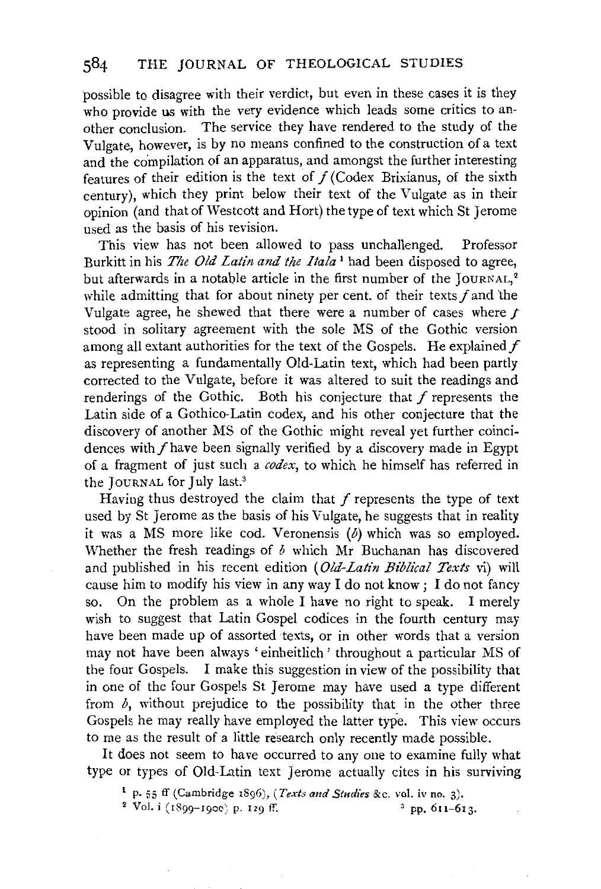possible to disagree with their verdict, but even in these cases it is they who provide us with the very evidence which leads some critics to another conclusion. The service they have rendered to the study of the Vulgate, however, is by no means confined to the construction of a text and the compilation of an apparatus, and amongst the further interesting features of their edition is the text of *f* (Codex Brixianus, of the sixth century), which they print below their text of the Vulgate as in their opinion (and that of Westcott and Hort) the type of text which St Jerome used as the basis of his revision.

This view has not been allowed to pass unchallenged. Professor Burkitt in his *The Old Latin and the Itala*[1] had been disposed to agree, but afterwards in a notable article in the first number of the JOURNAL,[2] while admitting that for about ninety per cent. of their texts *f* and the Vulgate agree, he shewed that there were a number of cases where *f* stood in solitary agreement with the sole MS of the Gothic version among all extant authorities for the text of the Gospels. He explained *f* as representing a fundamentally Old-Latin text, which had been partly corrected to the Vulgate, before it was altered to suit the readings and renderings of the Gothic. Both his conjecture that *f* represents the Latin side of a Gothico-Latin codex, and his other conjecture that the discovery of another MS of the Gothic might reveal yet further coincidences with *f* have been signally verified by a discovery made in Egypt of a fragment of just such a *codex*, to which he himself has referred in the JOURNAL for July last.[3]

Having thus destroyed the claim that *f* represents the type of text used by St Jerome as the basis of his Vulgate, he suggests that in reality it was a MS more like cod. Veronensis (*b*) which was so employed. Whether the fresh readings of *b* which Mr Buchanan has discovered and published in his recent edition (*Old-Latin Biblical Texts* vi) will cause him to modify his view in any way I do not know; I do not fancy so. On the problem as a whole I have no right to speak. I merely wish to suggest that Latin Gospel codices in the fourth century may have been made up of assorted texts, or in other words that a version may not have been always 'einheitlich' throughout a particular MS of the four Gospels. I make this suggestion in view of the possibility that in one of the four Gospels St Jerome may have used a type different from *b*, without prejudice to the possibility that in the other three Gospels he may really have employed the latter type. This view occurs to me as the result of a little research only recently made possible.

It does not seem to have occurred to any one to examine fully what type or types of Old-Latin text Jerome actually cites in his surviving

[1] p. 55 ff (Cambridge 1896), (*Texts and Studies* &c. vol. iv no. 3).

[2] Vol. i (1899–1900) p. 129 ff.

[3] pp. 611–613.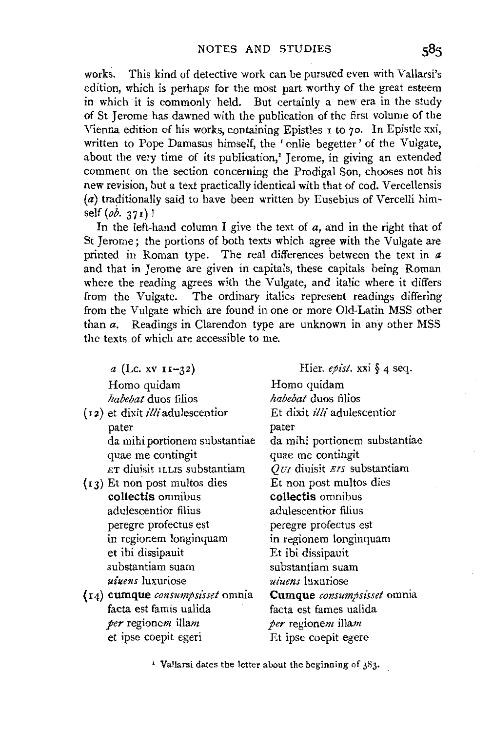works. This kind of detective work can be pursued even with Vallarsi's edition, which is perhaps for the most part worthy of the great esteem in which it is commonly held. But certainly a new era in the study of St Jerome has dawned with the publication of the first volume of the Vienna edition of his works, containing Epistles 1 to 70. In Epistle xxi, written to Pope Damasus himself, the 'onlie begetter' of the Vulgate, about the very time of its publication,[1] Jerome, in giving an extended comment on the section concerning the Prodigal Son, chooses not his new revision, but a text practically identical with that of cod. Vercellensis (*a*) traditionally said to have been written by Eusebius of Vercelli himself (*ob.* 371)!

In the left-hand column I give the text of *a*, and in the right that of St Jerome; the portions of both texts which agree with the Vulgate are printed in Roman type. The real differences between the text in *a* and that in Jerome are given in capitals, these capitals being Roman where the reading agrees with the Vulgate, and italic where it differs from the Vulgate. The ordinary italics represent readings differing from the Vulgate which are found in one or more Old-Latin MSS other than *a*. Readings in Clarendon type are unknown in any other MSS the texts of which are accessible to me.

| *a* (Lc. xv 11–32) | Hier. *epist.* xxi § 4 seq. |
|---|---|
| Homo quidam | Homo quidam |
| *habebat* duos filios | *habebat* duos filios |
| (12) et dixit *illi* adulescentior | Et dixit *illi* adulescentior |
| pater | pater |
| da mihi portionem substantiae | da mihi portionem substantiae |
| quae me contingit | quae me contingit |
| ET diuisit ILLIS substantiam | *QUI* diuisit *EIS* substantiam |
| (13) Et non post multos dies | Et non post multos dies |
| **collectis** omnibus | **collectis** omnibus |
| adulescentior filius | adulescentior filius |
| peregre profectus est | peregre profectus est |
| in regionem longinquam | in regionem longinquam |
| et ibi dissipauit | Et ibi dissipauit |
| substantiam suam | substantiam suam |
| *uiuens* luxuriose | *uiuens* luxuriose |
| (14) **cumque** *consumpsisset* omnia | **Cumque** *consumpsisset* omnia |
| facta est famis ualida | facta est fames ualida |
| *per* regione*m* illa*m* | *per* regione*m* illa*m* |
| et ipse coepit egeri | Et ipse coepit egere |

[1] Vallarsi dates the letter about the beginning of 383.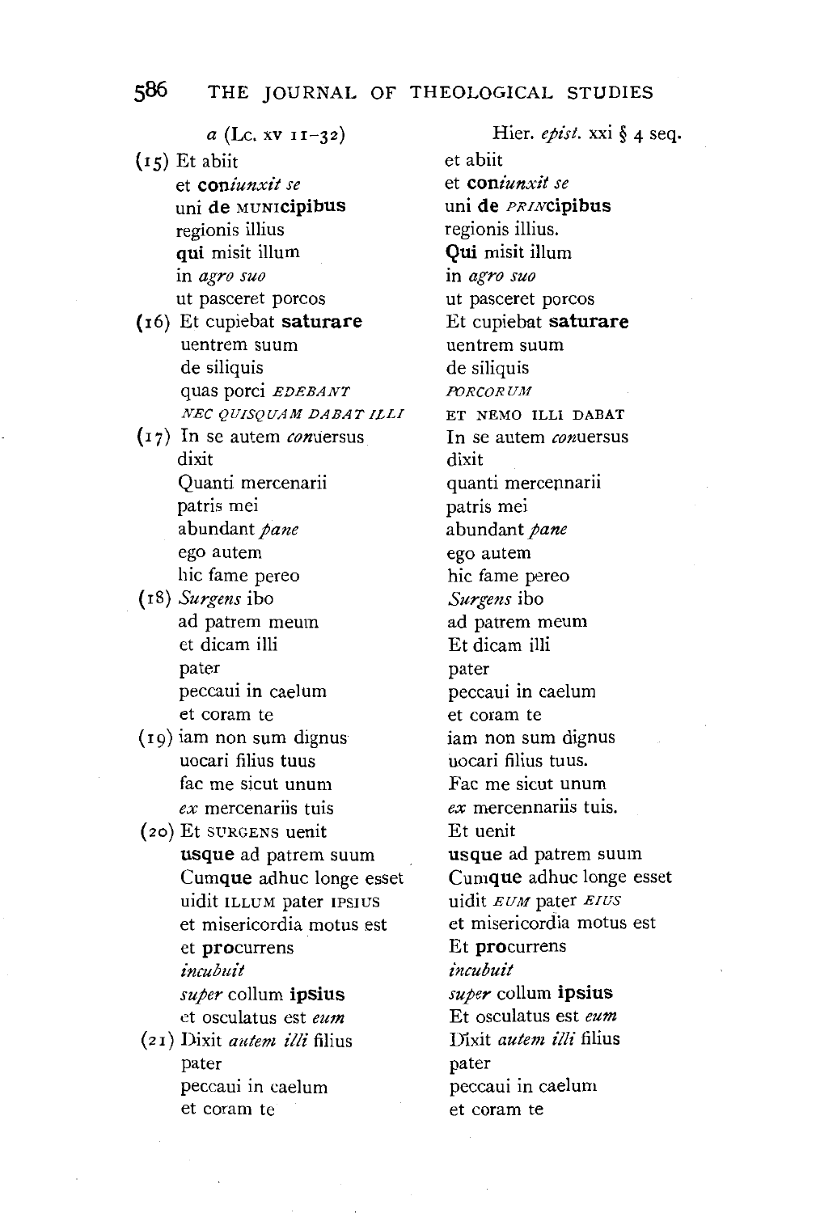| *a* (Lc. xv 11–32) | Hier. *epist.* xxi § 4 seq. |
|---|---|
| (15) Et abiit | et abiit |
| et **con***iunxit se* | et **con***iunxit se* |
| uni **de** MUNI**cipibus** | uni **de** *PRIN***cipibus** |
| regionis illius | regionis illius. |
| **qui** misit illum | **Qui** misit illum |
| in *agro suo* | in *agro suo* |
| ut pasceret porcos | ut pasceret porcos |
| (16) Et cupiebat **saturare** | Et cupiebat **saturare** |
| uentrem suum | uentrem suum |
| de siliquis | de siliquis |
| quas porci *EDEBANT* | *PORCORUM* |
| *NEC QUISQUAM DABAT ILLI* | ET NEMO ILLI DABAT |
| (17) In se autem *con*uersus | In se autem *con*uersus |
| dixit | dixit |
| Quanti mercenarii | quanti mercennarii |
| patris mei | patris mei |
| abundant *pane* | abundant *pane* |
| ego autem | ego autem |
| hic fame pereo | hic fame pereo |
| (18) *Surgens* ibo | *Surgens* ibo |
| ad patrem meum | ad patrem meum |
| et dicam illi | Et dicam illi |
| pater | pater |
| peccaui in caelum | peccaui in caelum |
| et coram te | et coram te |
| (19) iam non sum dignus | iam non sum dignus |
| uocari filius tuus | uocari filius tuus. |
| fac me sicut unum | Fac me sicut unum |
| *ex* mercenariis tuis | *ex* mercennariis tuis. |
| (20) Et SURGENS uenit | Et uenit |
| **usque** ad patrem suum | **usque** ad patrem suum |
| Cum**que** adhuc longe esset | Cum**que** adhuc longe esset |
| uidit ILLUM pater IPSIUS | uidit *EUM* pater *EIUS* |
| et misericordia motus est | et misericordia motus est |
| et **pro**currens | Et **pro**currens |
| *incubuit* | *incubuit* |
| *super* collum **ipsius** | *super* collum **ipsius** |
| et osculatus est *eum* | Et osculatus est *eum* |
| (21) Dixit *autem illi* filius | Dixit *autem illi* filius |
| pater | pater |
| peccaui in caelum | peccaui in caelum |
| et coram te | et coram te |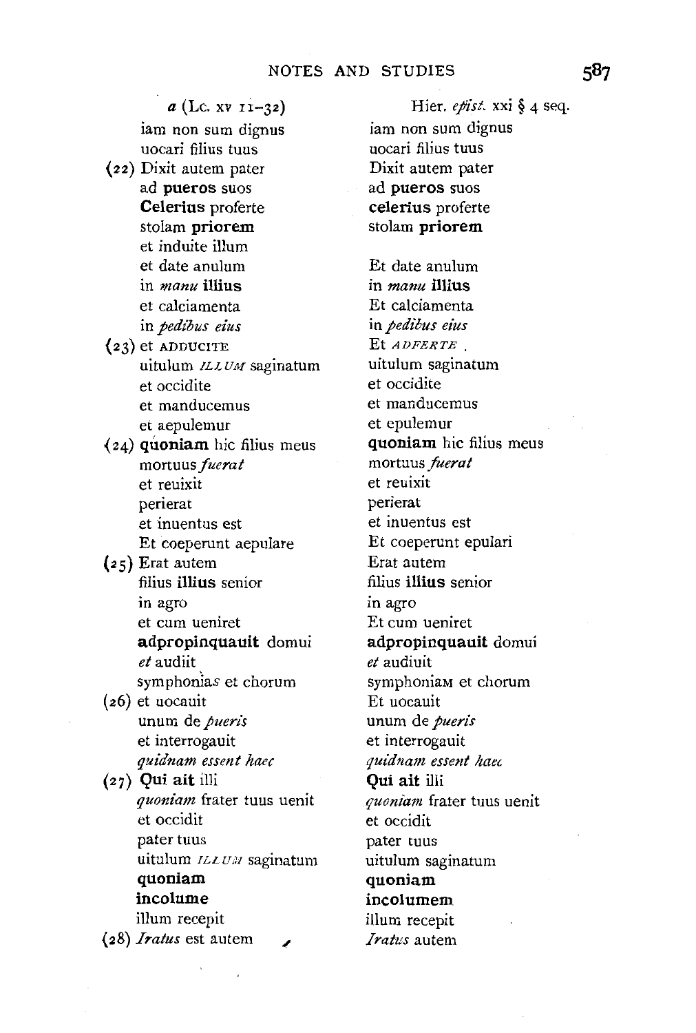| *a* (Lc. xv 11–32) | Hier. *epist.* xxi § 4 seq. |
|---|---|
| iam non sum dignus | iam non sum dignus |
| uocari filius tuus | uocari filius tuus |
| (22) Dixit autem pater | Dixit autem pater |
| ad **pueros** suos | ad **pueros** suos |
| **Celerius** proferte | **celerius** proferte |
| stolam **priorem** | stolam **priorem** |
| et induite illum | |
| et date anulum | Et date anulum |
| in *manu* **illius** | in *manu* **illius** |
| et calciamenta | Et calciamenta |
| in *pedibus eius* | in *pedibus eius* |
| (23) et ADDUCITE | Et *ADFERTE* . |
| uitulum *ILLUM* saginatum | uitulum saginatum |
| et occidite | et occidite |
| et manducemus | et manducemus |
| et aepulemur | et epulemur |
| (24) **quoniam** hic filius meus | **quoniam** hic filius meus |
| mortuus *fuerat* | mortuus *fuerat* |
| et reuixit | et reuixit |
| perierat | perierat |
| et inuentus est | et inuentus est |
| Et coeperunt aepulare | Et coeperunt epulari |
| (25) Erat autem | Erat autem |
| filius **illius** senior | filius **illius** senior |
| in agro | in agro |
| et cum ueniret | Et cum ueniret |
| **adpropinquauit** domui | **adpropinquauit** domui |
| *et* audiit | *et* audiuit |
| symphoniaS et chorum | symphoniaM et chorum |
| (26) et uocauit | Et uocauit |
| unum de *pueris* | unum de *pueris* |
| et interrogauit | et interrogauit |
| *quidnam essent haec* | *quidnam essent haec* |
| (27) **Qui ait** illi | **Qui ait** illi |
| *quoniam* frater tuus uenit | *quoniam* frater tuus uenit |
| et occidit | et occidit |
| pater tuus | pater tuus |
| uitulum *ILLUM* saginatum | uitulum saginatum |
| **quoniam** | **quoniam** |
| **incolume** | **incolumem** |
| illum recepit | illum recepit |
| (28) *Iratus* est autem | *Iratus* autem |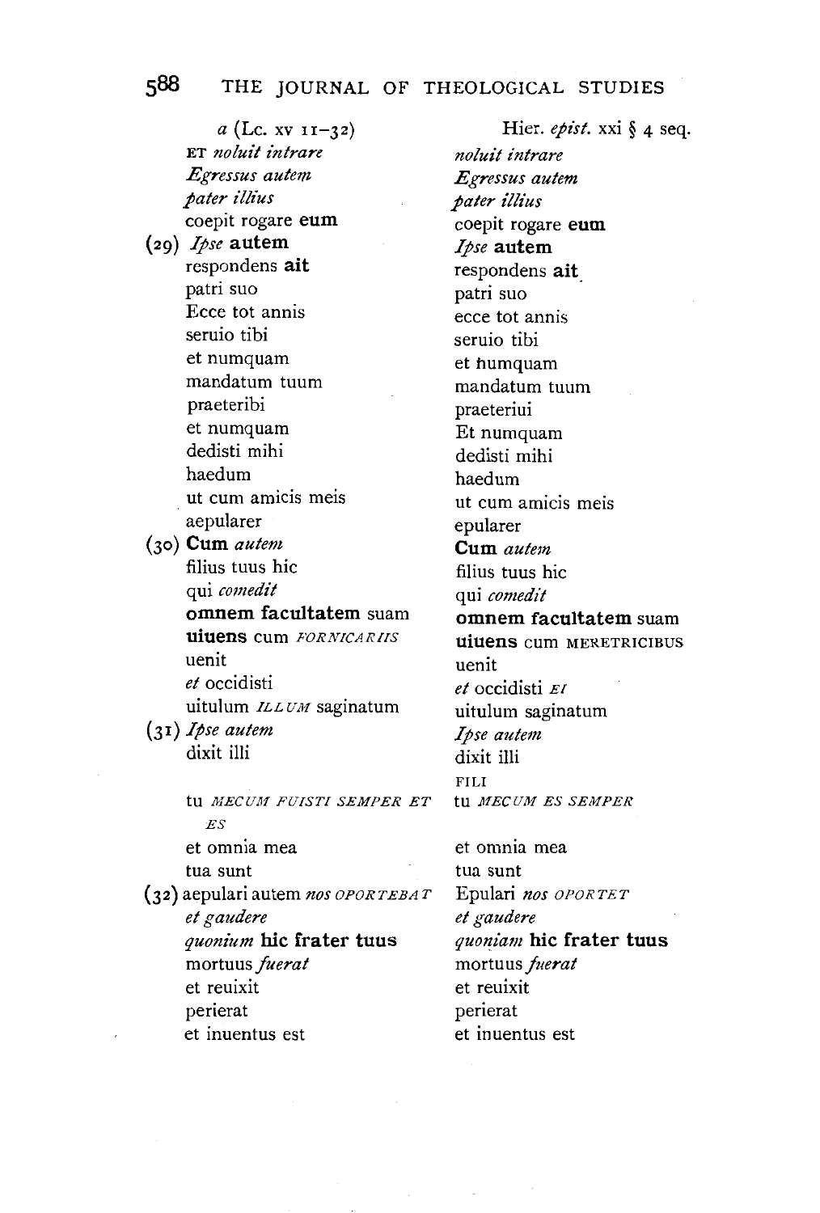| *a* (Lc. xv 11–32) | Hier. *epist.* xxi § 4 seq. |
|---|---|
| ET *noluit intrare* | *noluit intrare* |
| *Egressus autem* | *Egressus autem* |
| *pater illius* | *pater illius* |
| coepit rogare **eum** | coepit rogare **eum** |
| (29) *Ipse* **autem** | *Ipse* **autem** |
| respondens **ait** | respondens **ait** |
| patri suo | patri suo |
| Ecce tot annis | ecce tot annis |
| seruio tibi | seruio tibi |
| et numquam | et numquam |
| mandatum tuum | mandatum tuum |
| praeteribi | praeteriui |
| et numquam | Et numquam |
| dedisti mihi | dedisti mihi |
| haedum | haedum |
| ut cum amicis meis | ut cum amicis meis |
| aepularer | epularer |
| (30) **Cum** *autem* | **Cum** *autem* |
| filius tuus hic | filius tuus hic |
| qui *comedit* | qui *comedit* |
| **omnem facultatem** suam | **omnem facultatem** suam |
| **uiuens** cum *FORNICARIIS* | **uiuens** cum MERETRICIBUS |
| uenit | uenit |
| *et* occidisti | *et* occidisti *EI* |
| uitulum *ILLUM* saginatum | uitulum saginatum |
| (31) *Ipse autem* | *Ipse autem* |
| dixit illi | dixit illi |
| | FILI |
| tu *MECUM FUISTI SEMPER ET ES* | tu *MECUM ES SEMPER* |
| et omnia mea | et omnia mea |
| tua sunt | tua sunt |
| (32) aepulari autem *nos OPORTEBAT* | Epulari *nos OPORTET* |
| *et gaudere* | *et gaudere* |
| *quonium* **hic frater tuus** | *quoniam* **hic frater tuus** |
| mortuus *fuerat* | mortuus *fuerat* |
| et reuixit | et reuixit |
| perierat | perierat |
| et inuentus est | et inuentus est |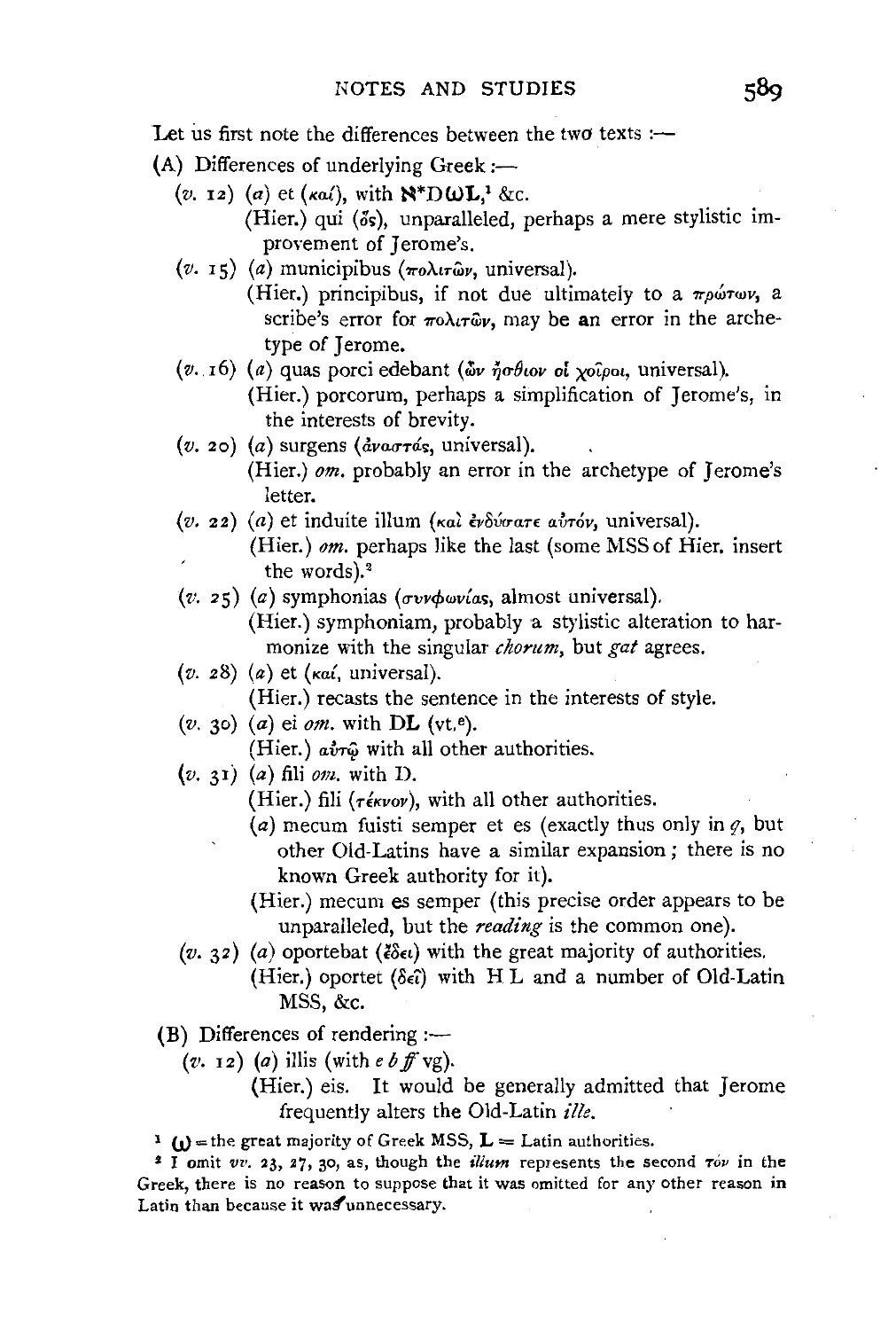Let us first note the differences between the two texts :—

(A) Differences of underlying Greek :—

(*v.* 12) (*a*) et (καί), with ℵ*DωL,[1] &c.
(Hier.) qui (ὅς), unparalleled, perhaps a mere stylistic improvement of Jerome's.

(*v.* 15) (*a*) municipibus (πολιτῶν, universal).
(Hier.) principibus, if not due ultimately to a πρώτων, a scribe's error for πολιτῶν, may be an error in the archetype of Jerome.

(*v.* 16) (*a*) quas porci edebant (ὧν ἤσθιον οἱ χοῖροι, universal).
(Hier.) porcorum, perhaps a simplification of Jerome's, in the interests of brevity.

(*v.* 20) (*a*) surgens (ἀναστάς, universal).
(Hier.) *om.* probably an error in the archetype of Jerome's letter.

(*v.* 22) (*a*) et induite illum (καὶ ἐνδύσατε αὐτόν, universal).
(Hier.) *om.* perhaps like the last (some MSS of Hier. insert the words).[2]

(*v.* 25) (*a*) symphonias (συνφωνίας, almost universal).
(Hier.) symphoniam, probably a stylistic alteration to harmonize with the singular *chorum*, but *gat* agrees.

(*v.* 28) (*a*) et (καί, universal).
(Hier.) recasts the sentence in the interests of style.

(*v.* 30) (*a*) ei *om.* with DL (vt.[e]).
(Hier.) αὐτῷ with all other authorities.

(*v.* 31) (*a*) fili *om.* with D.
(Hier.) fili (τέκνον), with all other authorities.
(*a*) mecum fuisti semper et es (exactly thus only in *q*, but other Old-Latins have a similar expansion; there is no known Greek authority for it).
(Hier.) mecum es semper (this precise order appears to be unparalleled, but the *reading* is the common one).

(*v.* 32) (*a*) oportebat (ἔδει) with the great majority of authorities.
(Hier.) oportet (δεῖ) with H L and a number of Old-Latin MSS, &c.

(B) Differences of rendering :—

(*v.* 12) (*a*) illis (with *e b ff* vg).
(Hier.) eis. It would be generally admitted that Jerome frequently alters the Old-Latin *ille*.

[1] ω = the great majority of Greek MSS, L = Latin authorities.

[2] I omit *vv.* 23, 27, 30, as, though the *illum* represents the second τόν in the Greek, there is no reason to suppose that it was omitted for any other reason in Latin than because it was unnecessary.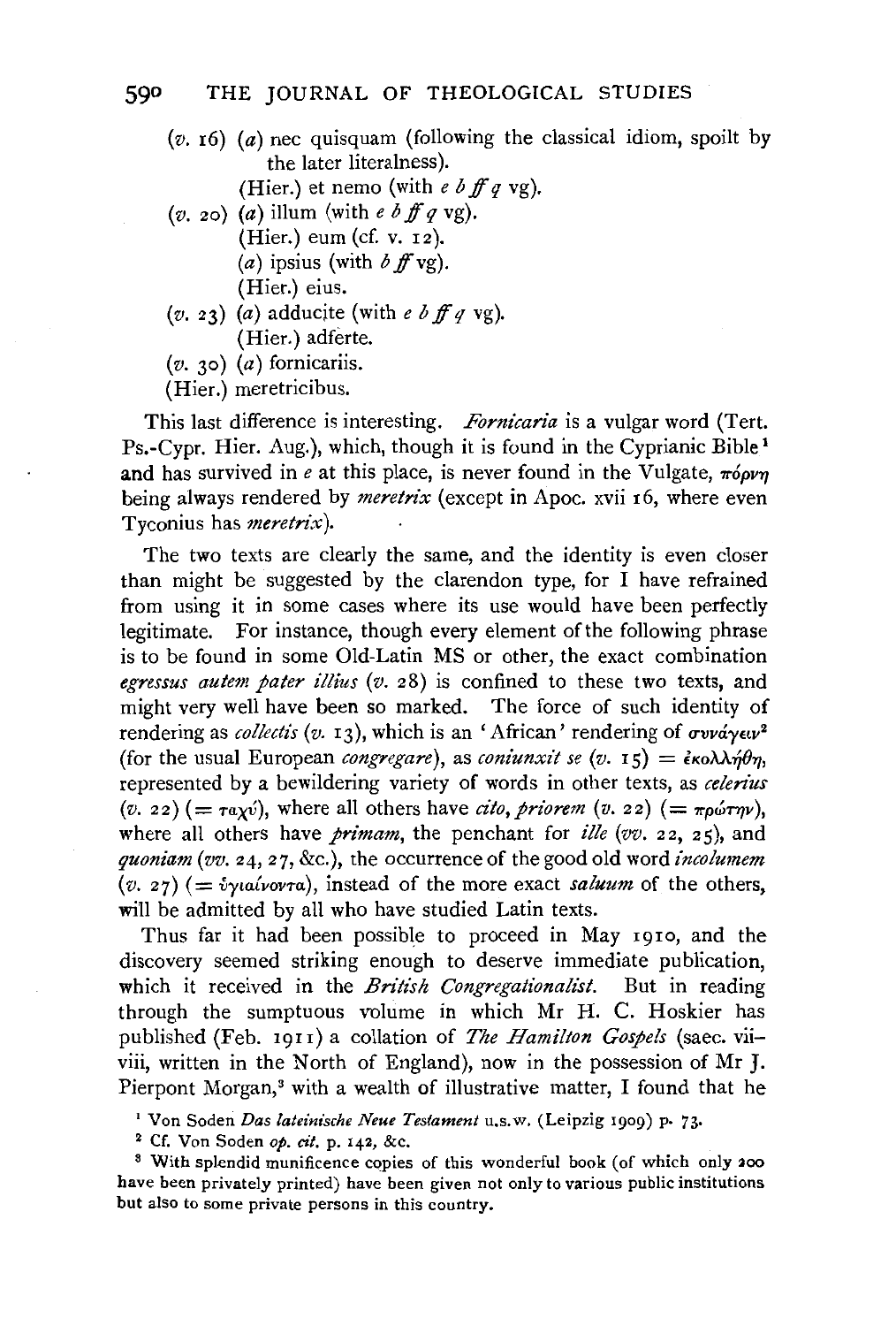(*v.* 16) (*a*) nec quisquam (following the classical idiom, spoilt by the later literalness).

(Hier.) et nemo (with *e b ff q* vg).

(*v.* 20) (*a*) illum (with *e b ff q* vg).

(Hier.) eum (cf. v. 12).

(*a*) ipsius (with *b ff* vg).

(Hier.) eius.

(*v.* 23) (*a*) adducite (with *e b ff q* vg).

(Hier.) adferte.

(*v.* 30) (*a*) fornicariis.

(Hier.) meretricibus.

This last difference is interesting. *Fornicaria* is a vulgar word (Tert. Ps.-Cypr. Hier. Aug.), which, though it is found in the Cyprianic Bible[1] and has survived in *e* at this place, is never found in the Vulgate, πόρνη being always rendered by *meretrix* (except in Apoc. xvii 16, where even Tyconius has *meretrix*).

The two texts are clearly the same, and the identity is even closer than might be suggested by the clarendon type, for I have refrained from using it in some cases where its use would have been perfectly legitimate. For instance, though every element of the following phrase is to be found in some Old-Latin MS or other, the exact combination *egressus autem pater illius* (*v.* 28) is confined to these two texts, and might very well have been so marked. The force of such identity of rendering as *collectis* (*v.* 13), which is an 'African' rendering of συνάγειν[2] (for the usual European *congregare*), as *coniunxit se* (*v.* 15) = ἐκολλήθη, represented by a bewildering variety of words in other texts, as *celerius* (*v.* 22) (= ταχύ), where all others have *cito*, *priorem* (*v.* 22) (= πρώτην), where all others have *primam*, the penchant for *ille* (*vv.* 22, 25), and *quoniam* (*vv.* 24, 27, &c.), the occurrence of the good old word *incolumem* (*v.* 27) (= ὑγιαίνοντα), instead of the more exact *saluum* of the others, will be admitted by all who have studied Latin texts.

Thus far it had been possible to proceed in May 1910, and the discovery seemed striking enough to deserve immediate publication, which it received in the *British Congregationalist*. But in reading through the sumptuous volume in which Mr H. C. Hoskier has published (Feb. 1911) a collation of *The Hamilton Gospels* (saec. vii–viii, written in the North of England), now in the possession of Mr J. Pierpont Morgan,[3] with a wealth of illustrative matter, I found that he

[1] Von Soden *Das lateinische Neue Testament* u.s.w. (Leipzig 1909) p. 73.

[2] Cf. Von Soden *op. cit.* p. 142, &c.

[3] With splendid munificence copies of this wonderful book (of which only 200 have been privately printed) have been given not only to various public institutions but also to some private persons in this country.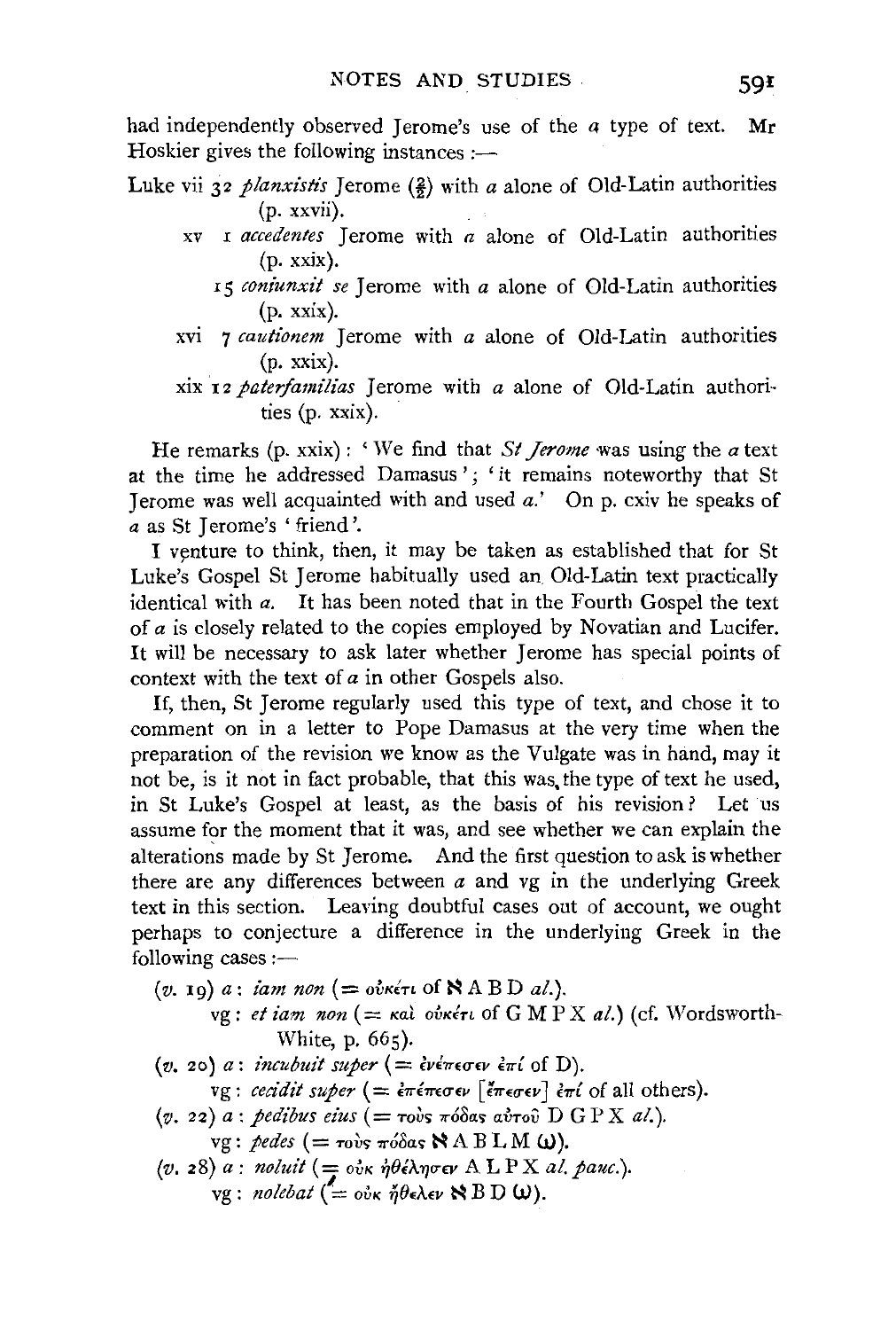had independently observed Jerome's use of the *a* type of text. Mr Hoskier gives the following instances :—

Luke vii 32 *planxistis* Jerome ($\frac{2}{2}$) with *a* alone of Old-Latin authorities (p. xxvii).

xv 1 *accedentes* Jerome with *a* alone of Old-Latin authorities (p. xxix).

15 *coniunxit se* Jerome with *a* alone of Old-Latin authorities (p. xxix).

xvi 7 *cautionem* Jerome with *a* alone of Old-Latin authorities (p. xxix).

xix 12 *paterfamilias* Jerome with *a* alone of Old-Latin authorities (p. xxix).

He remarks (p. xxix): 'We find that *St Jerome* was using the *a* text at the time he addressed Damasus'; 'it remains noteworthy that St Jerome was well acquainted with and used *a*.' On p. cxiv he speaks of *a* as St Jerome's 'friend'.

I venture to think, then, it may be taken as established that for St Luke's Gospel St Jerome habitually used an Old-Latin text practically identical with *a*. It has been noted that in the Fourth Gospel the text of *a* is closely related to the copies employed by Novatian and Lucifer. It will be necessary to ask later whether Jerome has special points of context with the text of *a* in other Gospels also.

If, then, St Jerome regularly used this type of text, and chose it to comment on in a letter to Pope Damasus at the very time when the preparation of the revision we know as the Vulgate was in hand, may it not be, is it not in fact probable, that this was the type of text he used, in St Luke's Gospel at least, as the basis of his revision? Let us assume for the moment that it was, and see whether we can explain the alterations made by St Jerome. And the first question to ask is whether there are any differences between *a* and vg in the underlying Greek text in this section. Leaving doubtful cases out of account, we ought perhaps to conjecture a difference in the underlying Greek in the following cases :—

(*v.* 19) *a* : *iam non* (= οὐκέτι of ℵ A B D *al.*).
vg : *et iam non* (= καὶ οὐκέτι of G M P X *al.*) (cf. Wordsworth-White, p. 665).

(*v.* 20) *a* : *incubuit super* (= ἐνέπεσεν ἐπί of D).
vg : *cecidit super* (= ἐπέπεσεν [ἔπεσεν] ἐπί of all others).

(*v.* 22) *a* : *pedibus eius* (= τοὺς πόδας αὐτοῦ D G P X *al.*).
vg : *pedes* (= τοὺς πόδας ℵ A B L M ω).

(*v.* 28) *a* : *noluit* (= οὐκ ἠθέλησεν A L P X *al. pauc.*).
vg : *nolebat* (= οὐκ ἤθελεν ℵ B D ω).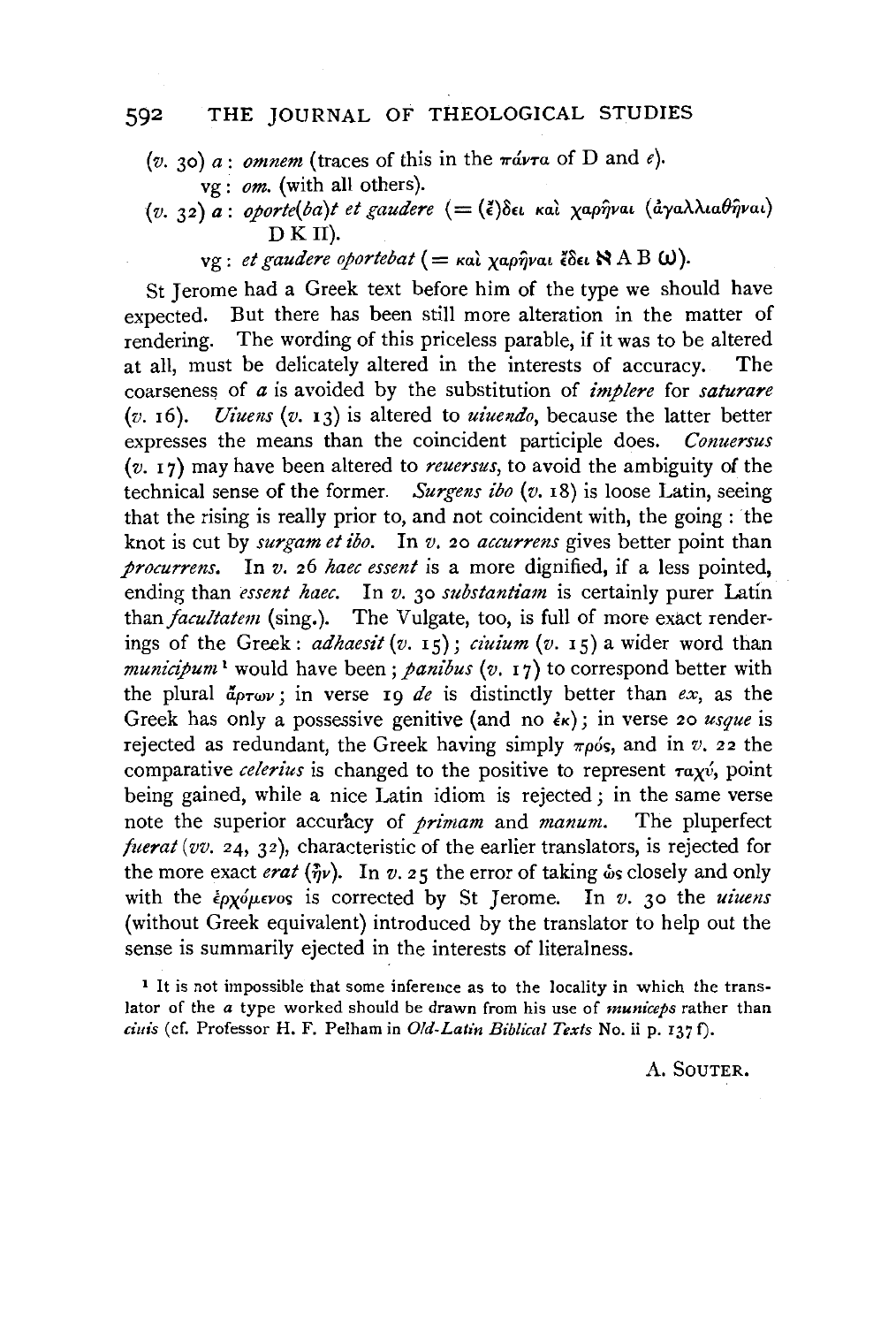(*v.* 30) *a* : *omnem* (traces of this in the πάντα of D and *e*).

vg : *om.* (with all others).

(*v.* 32) *a* : *oporte(ba)t et gaudere* (= (ἔ)δει καὶ χαρῆναι (ἀγαλλιαθῆναι) D K Π).

vg : *et gaudere oportebat* (= καὶ χαρῆναι ἔδει ℵ A B ω).

St Jerome had a Greek text before him of the type we should have expected. But there has been still more alteration in the matter of rendering. The wording of this priceless parable, if it was to be altered at all, must be delicately altered in the interests of accuracy. The coarseness of *a* is avoided by the substitution of *implere* for *saturare* (*v.* 16). *Uiuens* (*v.* 13) is altered to *uiuendo*, because the latter better expresses the means than the coincident participle does. *Conuersus* (*v.* 17) may have been altered to *reuersus*, to avoid the ambiguity of the technical sense of the former. *Surgens ibo* (*v.* 18) is loose Latin, seeing that the rising is really prior to, and not coincident with, the going : the knot is cut by *surgam et ibo*. In *v.* 20 *accurrens* gives better point than *procurrens*. In *v.* 26 *haec essent* is a more dignified, if a less pointed, ending than *essent haec*. In *v.* 30 *substantiam* is certainly purer Latin than *facultatem* (sing.). The Vulgate, too, is full of more exact renderings of the Greek : *adhaesit* (*v.* 15) ; *ciuium* (*v.* 15) a wider word than *municipum*[1] would have been ; *panibus* (*v.* 17) to correspond better with the plural ἄρτων ; in verse 19 *de* is distinctly better than *ex*, as the Greek has only a possessive genitive (and no ἐκ) ; in verse 20 *usque* is rejected as redundant, the Greek having simply πρός, and in *v.* 22 the comparative *celerius* is changed to the positive to represent ταχύ, point being gained, while a nice Latin idiom is rejected ; in the same verse note the superior accuracy of *primam* and *manum*. The pluperfect *fuerat* (*vv.* 24, 32), characteristic of the earlier translators, is rejected for the more exact *erat* (ἦν). In *v.* 25 the error of taking ὡς closely and only with the ἐρχόμενος is corrected by St Jerome. In *v.* 30 the *uiuens* (without Greek equivalent) introduced by the translator to help out the sense is summarily ejected in the interests of literalness.

[1] It is not impossible that some inference as to the locality in which the translator of the *a* type worked should be drawn from his use of *municeps* rather than *ciuis* (cf. Professor H. F. Pelham in *Old-Latin Biblical Texts* No. ii p. 137 f).

A. SOUTER.